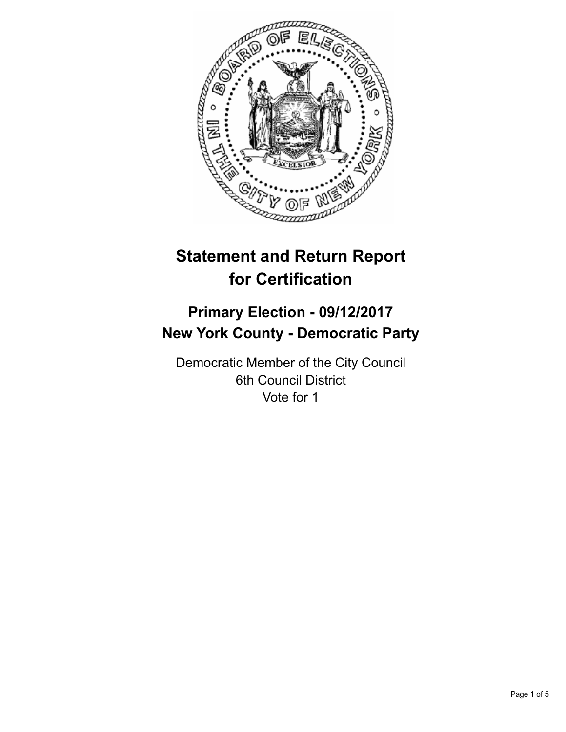# Statement and Return Report for Certification

## Primary Election - 09/12/2017
## New York County - Democratic Party

Democratic Member of the City Council
6th Council District
Vote for 1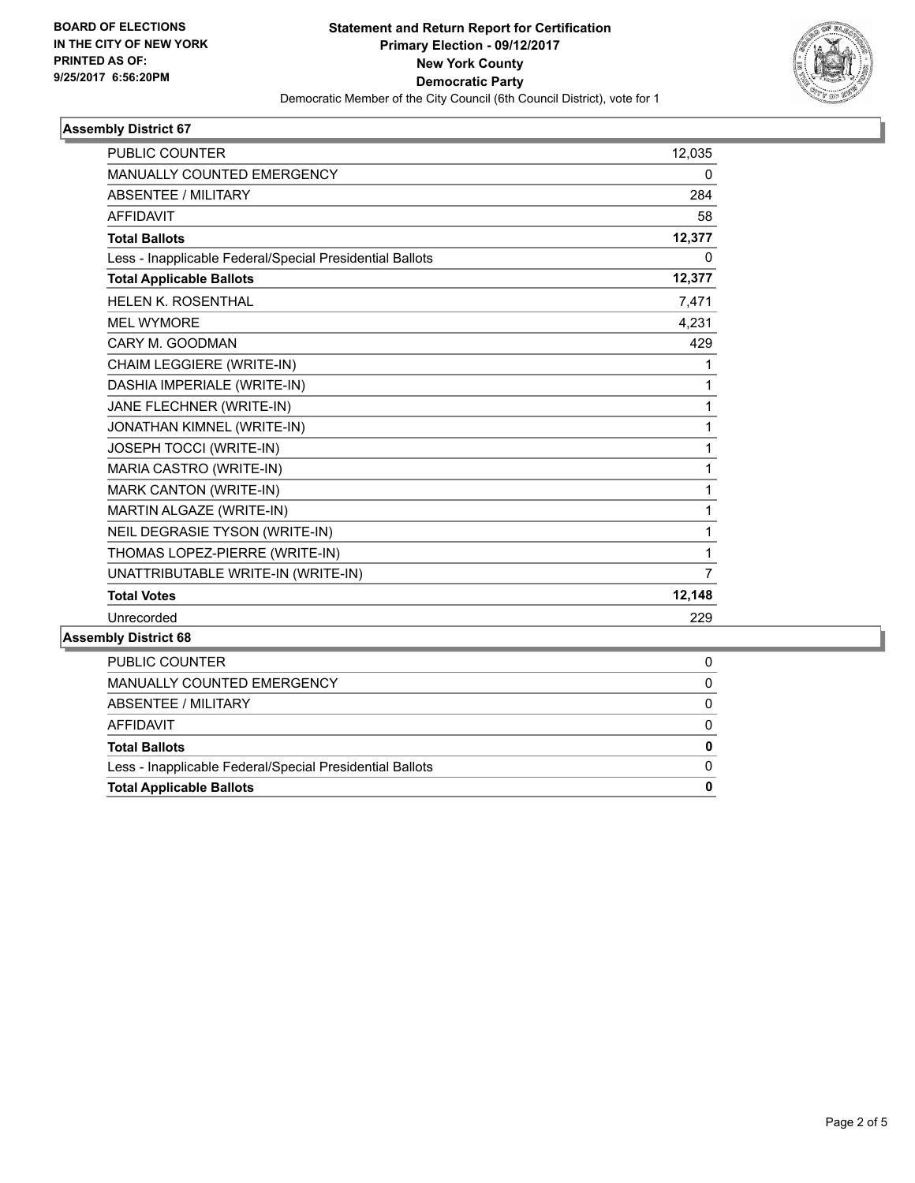**BOARD OF ELECTIONS IN THE CITY OF NEW YORK PRINTED AS OF: 9/25/2017 6:56:20PM**

# Statement and Return Report for Certification
## Primary Election - 09/12/2017
## New York County
## Democratic Party
Democratic Member of the City Council (6th Council District), vote for 1

### Assembly District 67

| | |
|---|---|
| PUBLIC COUNTER | 12,035 |
| MANUALLY COUNTED EMERGENCY | 0 |
| ABSENTEE / MILITARY | 284 |
| AFFIDAVIT | 58 |
| **Total Ballots** | **12,377** |
| Less - Inapplicable Federal/Special Presidential Ballots | 0 |
| **Total Applicable Ballots** | **12,377** |
| HELEN K. ROSENTHAL | 7,471 |
| MEL WYMORE | 4,231 |
| CARY M. GOODMAN | 429 |
| CHAIM LEGGIERE (WRITE-IN) | 1 |
| DASHIA IMPERIALE (WRITE-IN) | 1 |
| JANE FLECHNER (WRITE-IN) | 1 |
| JONATHAN KIMNEL (WRITE-IN) | 1 |
| JOSEPH TOCCI (WRITE-IN) | 1 |
| MARIA CASTRO (WRITE-IN) | 1 |
| MARK CANTON (WRITE-IN) | 1 |
| MARTIN ALGAZE (WRITE-IN) | 1 |
| NEIL DEGRASIE TYSON (WRITE-IN) | 1 |
| THOMAS LOPEZ-PIERRE (WRITE-IN) | 1 |
| UNATTRIBUTABLE WRITE-IN (WRITE-IN) | 7 |
| **Total Votes** | **12,148** |
| Unrecorded | 229 |

### Assembly District 68

| | |
|---|---|
| PUBLIC COUNTER | 0 |
| MANUALLY COUNTED EMERGENCY | 0 |
| ABSENTEE / MILITARY | 0 |
| AFFIDAVIT | 0 |
| **Total Ballots** | **0** |
| Less - Inapplicable Federal/Special Presidential Ballots | 0 |
| **Total Applicable Ballots** | **0** |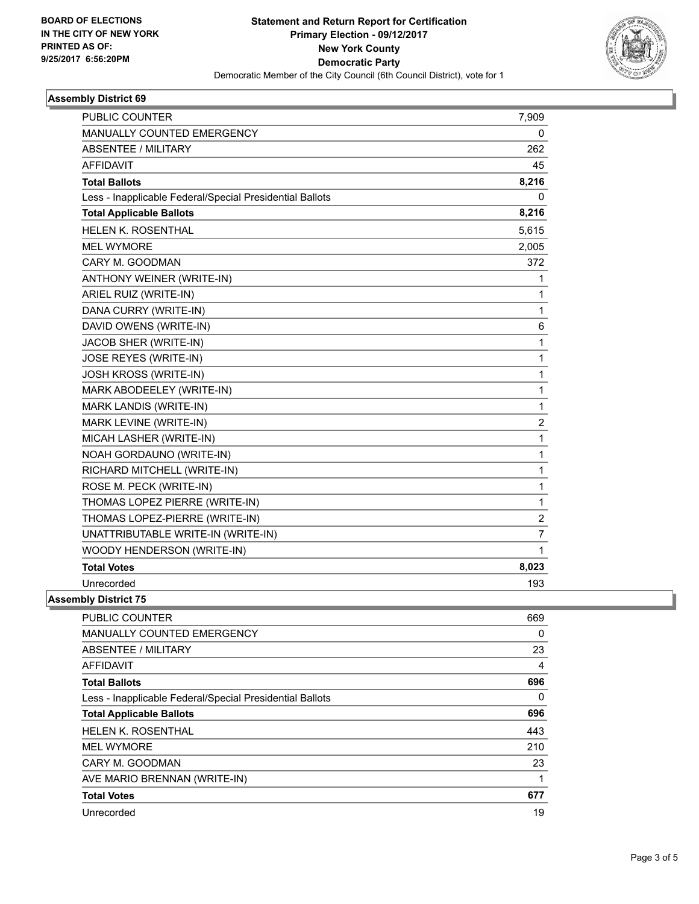BOARD OF ELECTIONS
IN THE CITY OF NEW YORK
PRINTED AS OF:
9/25/2017 6:56:20PM

**Statement and Return Report for Certification**
**Primary Election - 09/12/2017**
**New York County**
**Democratic Party**
Democratic Member of the City Council (6th Council District), vote for 1

## Assembly District 69

| | |
|---|---|
| PUBLIC COUNTER | 7,909 |
| MANUALLY COUNTED EMERGENCY | 0 |
| ABSENTEE / MILITARY | 262 |
| AFFIDAVIT | 45 |
| **Total Ballots** | **8,216** |
| Less - Inapplicable Federal/Special Presidential Ballots | 0 |
| **Total Applicable Ballots** | **8,216** |
| HELEN K. ROSENTHAL | 5,615 |
| MEL WYMORE | 2,005 |
| CARY M. GOODMAN | 372 |
| ANTHONY WEINER (WRITE-IN) | 1 |
| ARIEL RUIZ (WRITE-IN) | 1 |
| DANA CURRY (WRITE-IN) | 1 |
| DAVID OWENS (WRITE-IN) | 6 |
| JACOB SHER (WRITE-IN) | 1 |
| JOSE REYES (WRITE-IN) | 1 |
| JOSH KROSS (WRITE-IN) | 1 |
| MARK ABODEELEY (WRITE-IN) | 1 |
| MARK LANDIS (WRITE-IN) | 1 |
| MARK LEVINE (WRITE-IN) | 2 |
| MICAH LASHER (WRITE-IN) | 1 |
| NOAH GORDAUNO (WRITE-IN) | 1 |
| RICHARD MITCHELL (WRITE-IN) | 1 |
| ROSE M. PECK (WRITE-IN) | 1 |
| THOMAS LOPEZ PIERRE (WRITE-IN) | 1 |
| THOMAS LOPEZ-PIERRE (WRITE-IN) | 2 |
| UNATTRIBUTABLE WRITE-IN (WRITE-IN) | 7 |
| WOODY HENDERSON (WRITE-IN) | 1 |
| **Total Votes** | **8,023** |
| Unrecorded | 193 |

## Assembly District 75

| | |
|---|---|
| PUBLIC COUNTER | 669 |
| MANUALLY COUNTED EMERGENCY | 0 |
| ABSENTEE / MILITARY | 23 |
| AFFIDAVIT | 4 |
| **Total Ballots** | **696** |
| Less - Inapplicable Federal/Special Presidential Ballots | 0 |
| **Total Applicable Ballots** | **696** |
| HELEN K. ROSENTHAL | 443 |
| MEL WYMORE | 210 |
| CARY M. GOODMAN | 23 |
| AVE MARIO BRENNAN (WRITE-IN) | 1 |
| **Total Votes** | **677** |
| Unrecorded | 19 |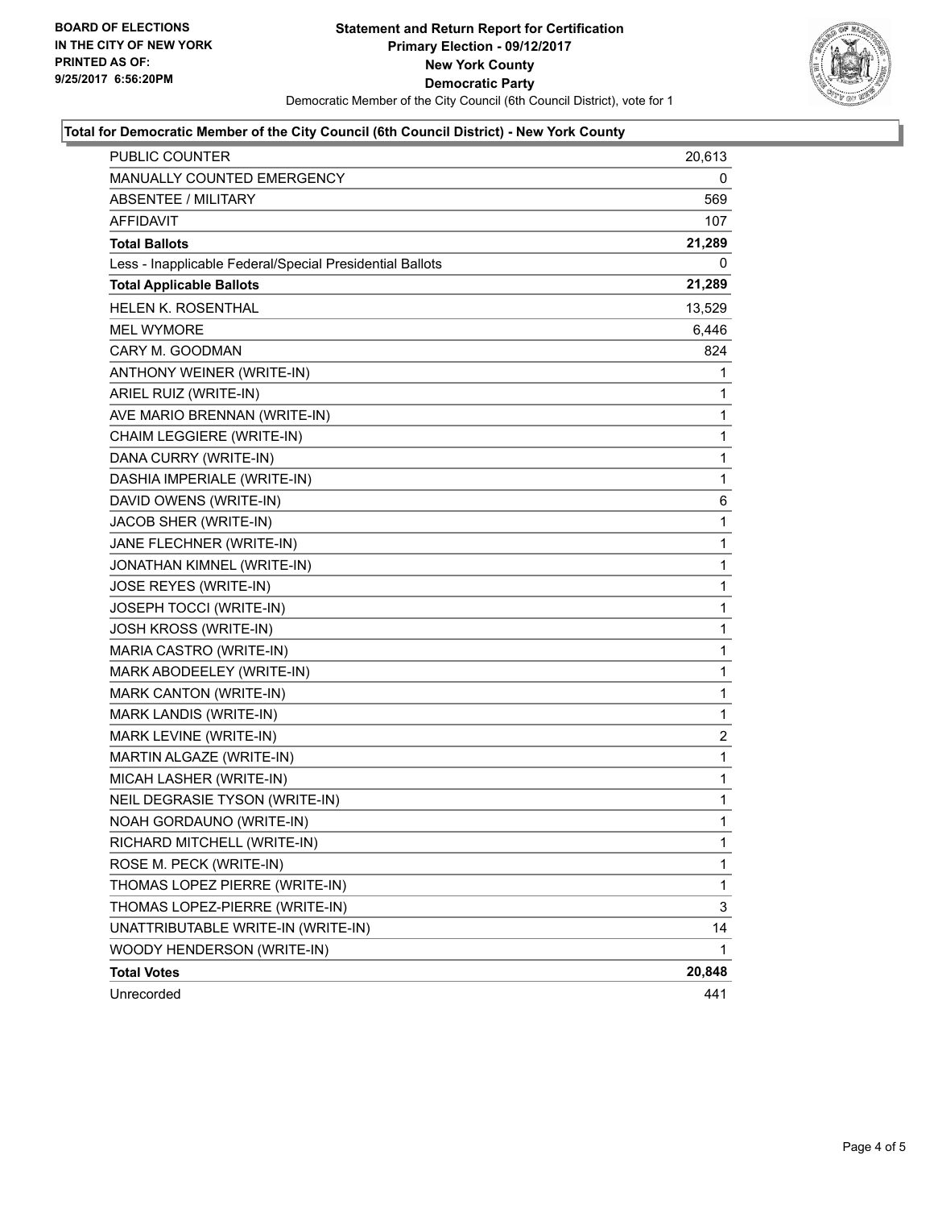BOARD OF ELECTIONS
IN THE CITY OF NEW YORK
PRINTED AS OF:
9/25/2017 6:56:20PM

**Statement and Return Report for Certification**
**Primary Election - 09/12/2017**
**New York County**
**Democratic Party**
Democratic Member of the City Council (6th Council District), vote for 1

### Total for Democratic Member of the City Council (6th Council District) - New York County

| | |
|---|---|
| PUBLIC COUNTER | 20,613 |
| MANUALLY COUNTED EMERGENCY | 0 |
| ABSENTEE / MILITARY | 569 |
| AFFIDAVIT | 107 |
| **Total Ballots** | **21,289** |
| Less - Inapplicable Federal/Special Presidential Ballots | 0 |
| **Total Applicable Ballots** | **21,289** |
| HELEN K. ROSENTHAL | 13,529 |
| MEL WYMORE | 6,446 |
| CARY M. GOODMAN | 824 |
| ANTHONY WEINER (WRITE-IN) | 1 |
| ARIEL RUIZ (WRITE-IN) | 1 |
| AVE MARIO BRENNAN (WRITE-IN) | 1 |
| CHAIM LEGGIERE (WRITE-IN) | 1 |
| DANA CURRY (WRITE-IN) | 1 |
| DASHIA IMPERIALE (WRITE-IN) | 1 |
| DAVID OWENS (WRITE-IN) | 6 |
| JACOB SHER (WRITE-IN) | 1 |
| JANE FLECHNER (WRITE-IN) | 1 |
| JONATHAN KIMNEL (WRITE-IN) | 1 |
| JOSE REYES (WRITE-IN) | 1 |
| JOSEPH TOCCI (WRITE-IN) | 1 |
| JOSH KROSS (WRITE-IN) | 1 |
| MARIA CASTRO (WRITE-IN) | 1 |
| MARK ABODEELEY (WRITE-IN) | 1 |
| MARK CANTON (WRITE-IN) | 1 |
| MARK LANDIS (WRITE-IN) | 1 |
| MARK LEVINE (WRITE-IN) | 2 |
| MARTIN ALGAZE (WRITE-IN) | 1 |
| MICAH LASHER (WRITE-IN) | 1 |
| NEIL DEGRASIE TYSON (WRITE-IN) | 1 |
| NOAH GORDAUNO (WRITE-IN) | 1 |
| RICHARD MITCHELL (WRITE-IN) | 1 |
| ROSE M. PECK (WRITE-IN) | 1 |
| THOMAS LOPEZ PIERRE (WRITE-IN) | 1 |
| THOMAS LOPEZ-PIERRE (WRITE-IN) | 3 |
| UNATTRIBUTABLE WRITE-IN (WRITE-IN) | 14 |
| WOODY HENDERSON (WRITE-IN) | 1 |
| **Total Votes** | **20,848** |
| Unrecorded | 441 |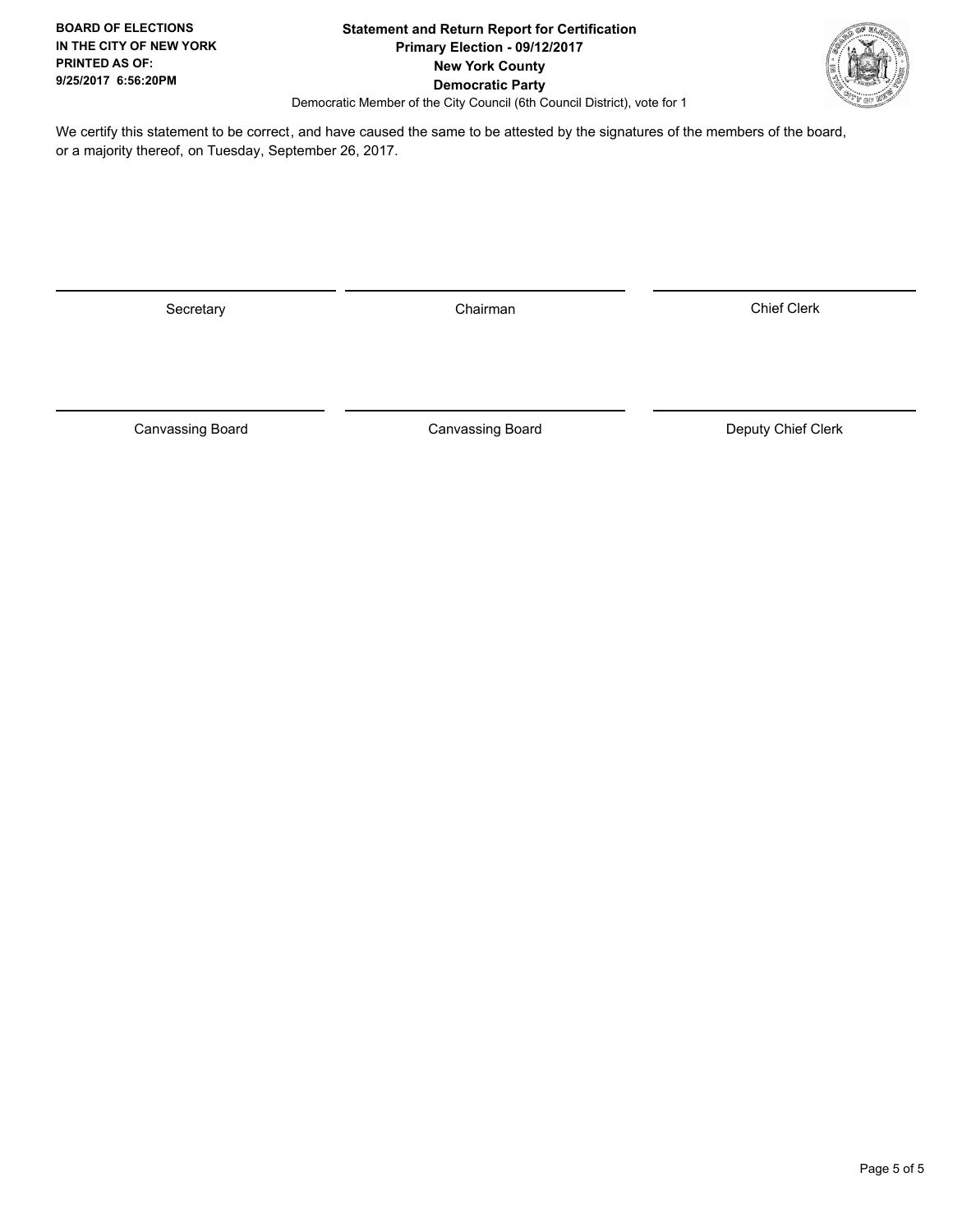We certify this statement to be correct, and have caused the same to be attested by the signatures of the members of the board, or a majority thereof, on Tuesday, September 26, 2017.

| | | |
|---|---|---|
| Secretary | Chairman | Chief Clerk |
| Canvassing Board | Canvassing Board | Deputy Chief Clerk |